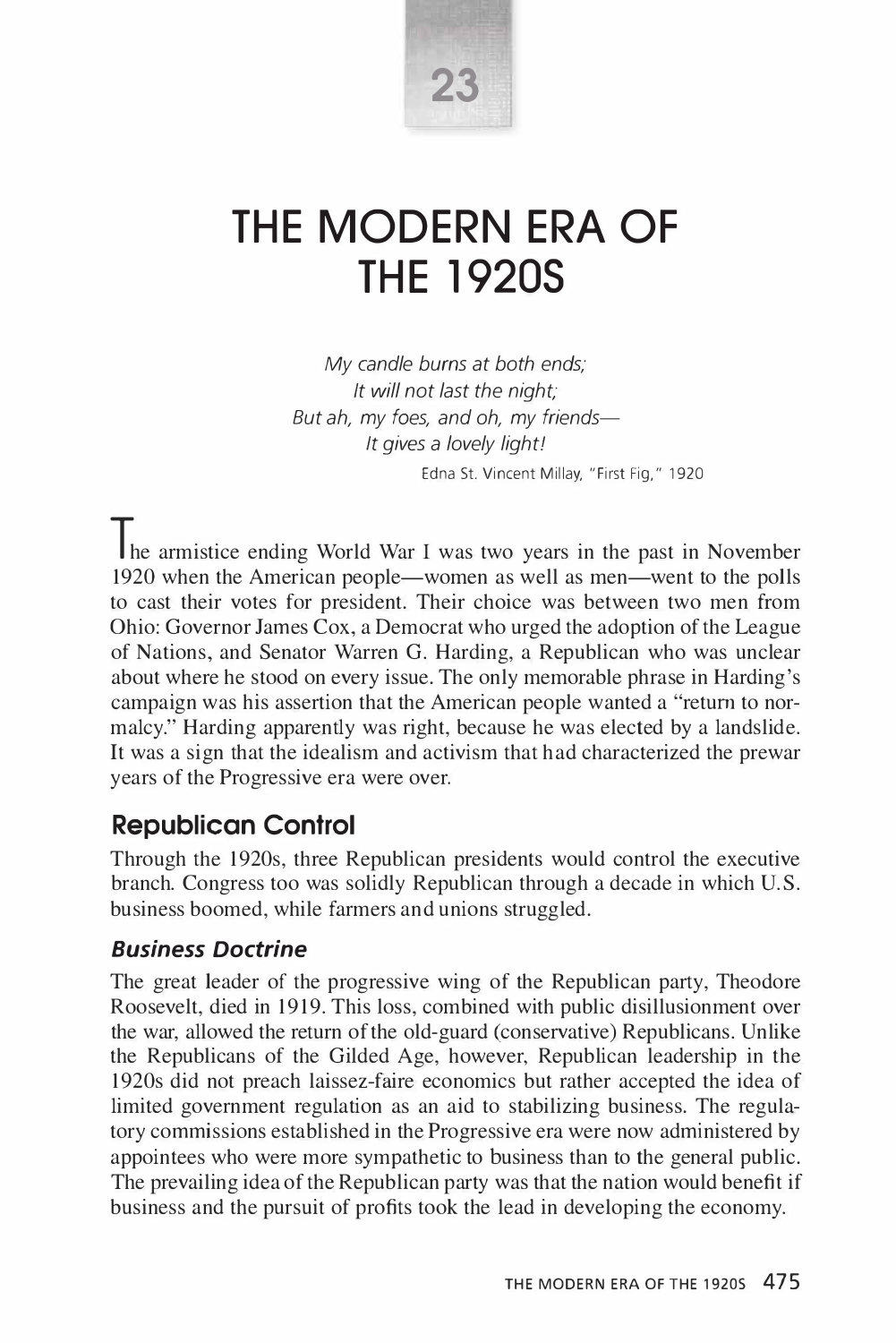23

# THE MODERN ERA OF THE 1920S

*My candle burns at both ends;*
*It will not last the night;*
*But ah, my foes, and oh, my friends—*
*It gives a lovely light!*

Edna St. Vincent Millay, "First Fig," 1920

The armistice ending World War I was two years in the past in November 1920 when the American people—women as well as men—went to the polls to cast their votes for president. Their choice was between two men from Ohio: Governor James Cox, a Democrat who urged the adoption of the League of Nations, and Senator Warren G. Harding, a Republican who was unclear about where he stood on every issue. The only memorable phrase in Harding's campaign was his assertion that the American people wanted a "return to normalcy." Harding apparently was right, because he was elected by a landslide. It was a sign that the idealism and activism that had characterized the prewar years of the Progressive era were over.

## Republican Control

Through the 1920s, three Republican presidents would control the executive branch. Congress too was solidly Republican through a decade in which U.S. business boomed, while farmers and unions struggled.

### *Business Doctrine*

The great leader of the progressive wing of the Republican party, Theodore Roosevelt, died in 1919. This loss, combined with public disillusionment over the war, allowed the return of the old-guard (conservative) Republicans. Unlike the Republicans of the Gilded Age, however, Republican leadership in the 1920s did not preach laissez-faire economics but rather accepted the idea of limited government regulation as an aid to stabilizing business. The regulatory commissions established in the Progressive era were now administered by appointees who were more sympathetic to business than to the general public. The prevailing idea of the Republican party was that the nation would benefit if business and the pursuit of profits took the lead in developing the economy.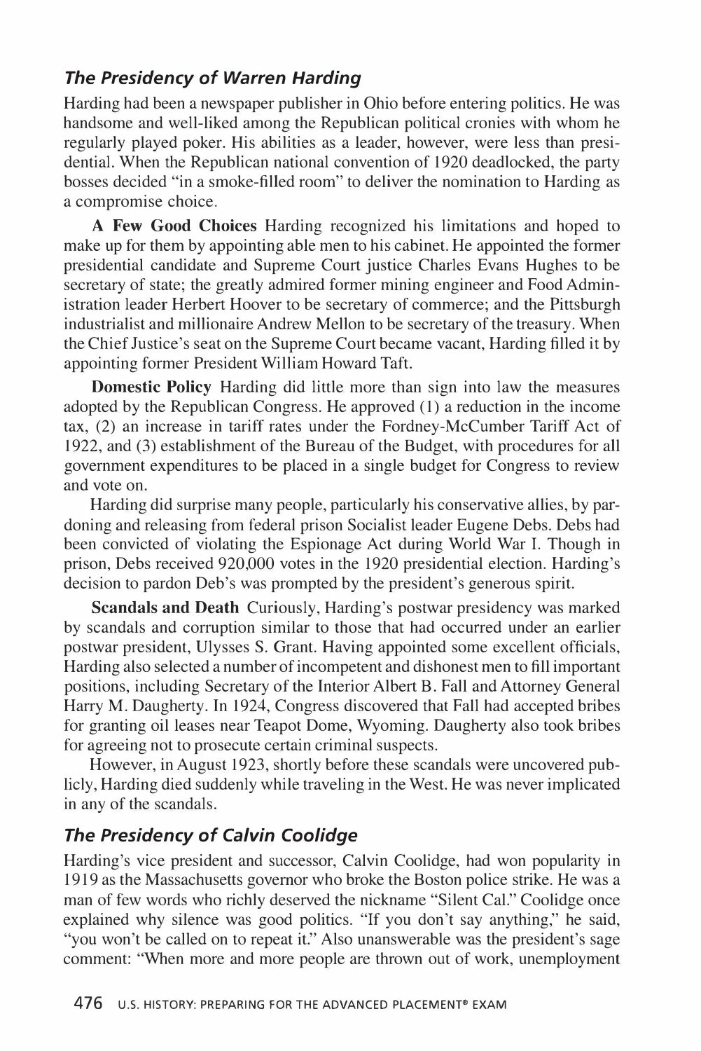### *The Presidency of Warren Harding*

Harding had been a newspaper publisher in Ohio before entering politics. He was handsome and well-liked among the Republican political cronies with whom he regularly played poker. His abilities as a leader, however, were less than presidential. When the Republican national convention of 1920 deadlocked, the party bosses decided "in a smoke-filled room" to deliver the nomination to Harding as a compromise choice.

**A Few Good Choices** Harding recognized his limitations and hoped to make up for them by appointing able men to his cabinet. He appointed the former presidential candidate and Supreme Court justice Charles Evans Hughes to be secretary of state; the greatly admired former mining engineer and Food Administration leader Herbert Hoover to be secretary of commerce; and the Pittsburgh industrialist and millionaire Andrew Mellon to be secretary of the treasury. When the Chief Justice's seat on the Supreme Court became vacant, Harding filled it by appointing former President William Howard Taft.

**Domestic Policy** Harding did little more than sign into law the measures adopted by the Republican Congress. He approved (1) a reduction in the income tax, (2) an increase in tariff rates under the Fordney-McCumber Tariff Act of 1922, and (3) establishment of the Bureau of the Budget, with procedures for all government expenditures to be placed in a single budget for Congress to review and vote on.

Harding did surprise many people, particularly his conservative allies, by pardoning and releasing from federal prison Socialist leader Eugene Debs. Debs had been convicted of violating the Espionage Act during World War I. Though in prison, Debs received 920,000 votes in the 1920 presidential election. Harding's decision to pardon Deb's was prompted by the president's generous spirit.

**Scandals and Death** Curiously, Harding's postwar presidency was marked by scandals and corruption similar to those that had occurred under an earlier postwar president, Ulysses S. Grant. Having appointed some excellent officials, Harding also selected a number of incompetent and dishonest men to fill important positions, including Secretary of the Interior Albert B. Fall and Attorney General Harry M. Daugherty. In 1924, Congress discovered that Fall had accepted bribes for granting oil leases near Teapot Dome, Wyoming. Daugherty also took bribes for agreeing not to prosecute certain criminal suspects.

However, in August 1923, shortly before these scandals were uncovered publicly, Harding died suddenly while traveling in the West. He was never implicated in any of the scandals.

### *The Presidency of Calvin Coolidge*

Harding's vice president and successor, Calvin Coolidge, had won popularity in 1919 as the Massachusetts governor who broke the Boston police strike. He was a man of few words who richly deserved the nickname "Silent Cal." Coolidge once explained why silence was good politics. "If you don't say anything," he said, "you won't be called on to repeat it." Also unanswerable was the president's sage comment: "When more and more people are thrown out of work, unemployment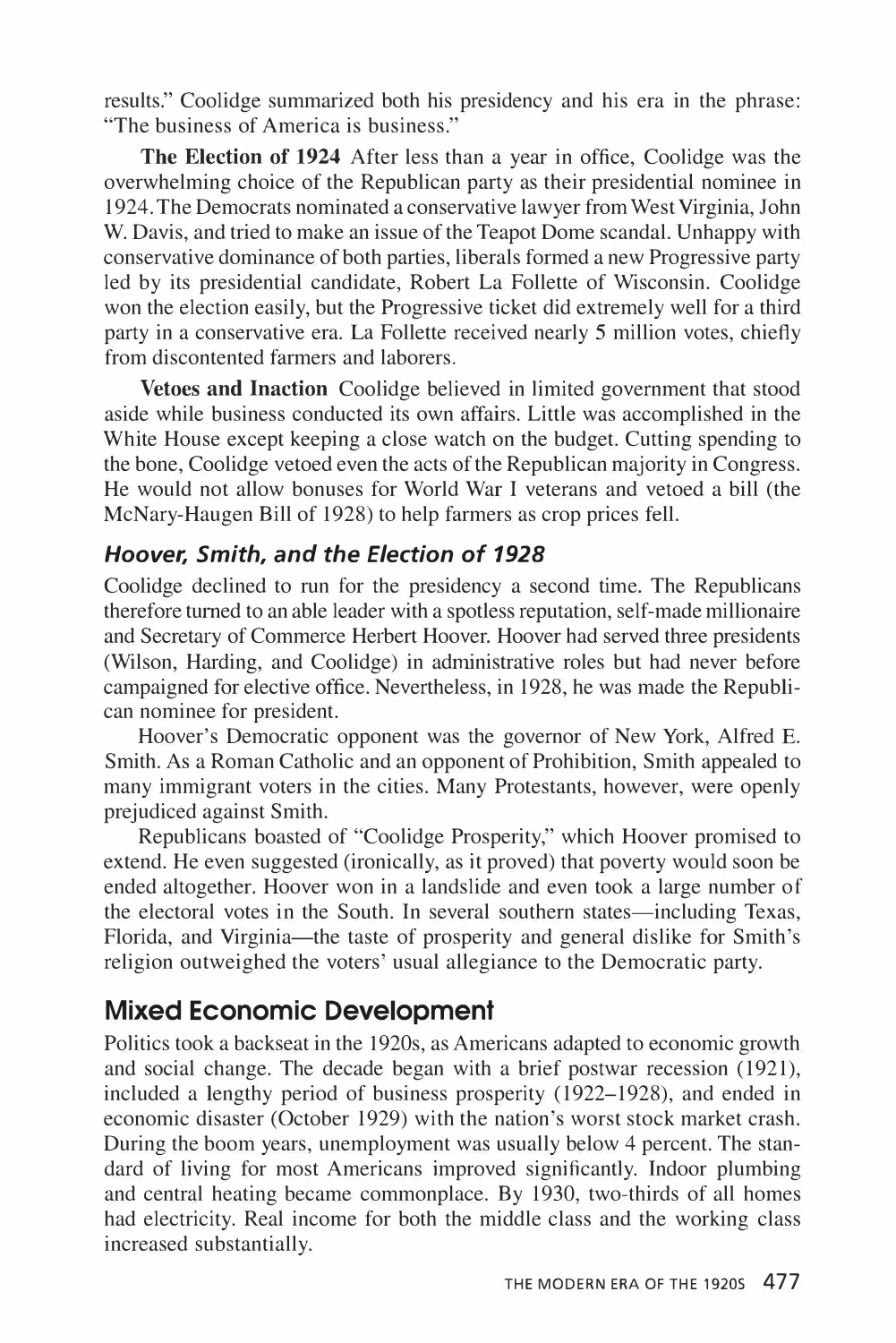results." Coolidge summarized both his presidency and his era in the phrase: "The business of America is business."

**The Election of 1924** After less than a year in office, Coolidge was the overwhelming choice of the Republican party as their presidential nominee in 1924. The Democrats nominated a conservative lawyer from West Virginia, John W. Davis, and tried to make an issue of the Teapot Dome scandal. Unhappy with conservative dominance of both parties, liberals formed a new Progressive party led by its presidential candidate, Robert La Follette of Wisconsin. Coolidge won the election easily, but the Progressive ticket did extremely well for a third party in a conservative era. La Follette received nearly 5 million votes, chiefly from discontented farmers and laborers.

**Vetoes and Inaction** Coolidge believed in limited government that stood aside while business conducted its own affairs. Little was accomplished in the White House except keeping a close watch on the budget. Cutting spending to the bone, Coolidge vetoed even the acts of the Republican majority in Congress. He would not allow bonuses for World War I veterans and vetoed a bill (the McNary-Haugen Bill of 1928) to help farmers as crop prices fell.

### *Hoover, Smith, and the Election of 1928*

Coolidge declined to run for the presidency a second time. The Republicans therefore turned to an able leader with a spotless reputation, self-made millionaire and Secretary of Commerce Herbert Hoover. Hoover had served three presidents (Wilson, Harding, and Coolidge) in administrative roles but had never before campaigned for elective office. Nevertheless, in 1928, he was made the Republican nominee for president.

Hoover's Democratic opponent was the governor of New York, Alfred E. Smith. As a Roman Catholic and an opponent of Prohibition, Smith appealed to many immigrant voters in the cities. Many Protestants, however, were openly prejudiced against Smith.

Republicans boasted of "Coolidge Prosperity," which Hoover promised to extend. He even suggested (ironically, as it proved) that poverty would soon be ended altogether. Hoover won in a landslide and even took a large number of the electoral votes in the South. In several southern states—including Texas, Florida, and Virginia—the taste of prosperity and general dislike for Smith's religion outweighed the voters' usual allegiance to the Democratic party.

## Mixed Economic Development

Politics took a backseat in the 1920s, as Americans adapted to economic growth and social change. The decade began with a brief postwar recession (1921), included a lengthy period of business prosperity (1922–1928), and ended in economic disaster (October 1929) with the nation's worst stock market crash. During the boom years, unemployment was usually below 4 percent. The standard of living for most Americans improved significantly. Indoor plumbing and central heating became commonplace. By 1930, two-thirds of all homes had electricity. Real income for both the middle class and the working class increased substantially.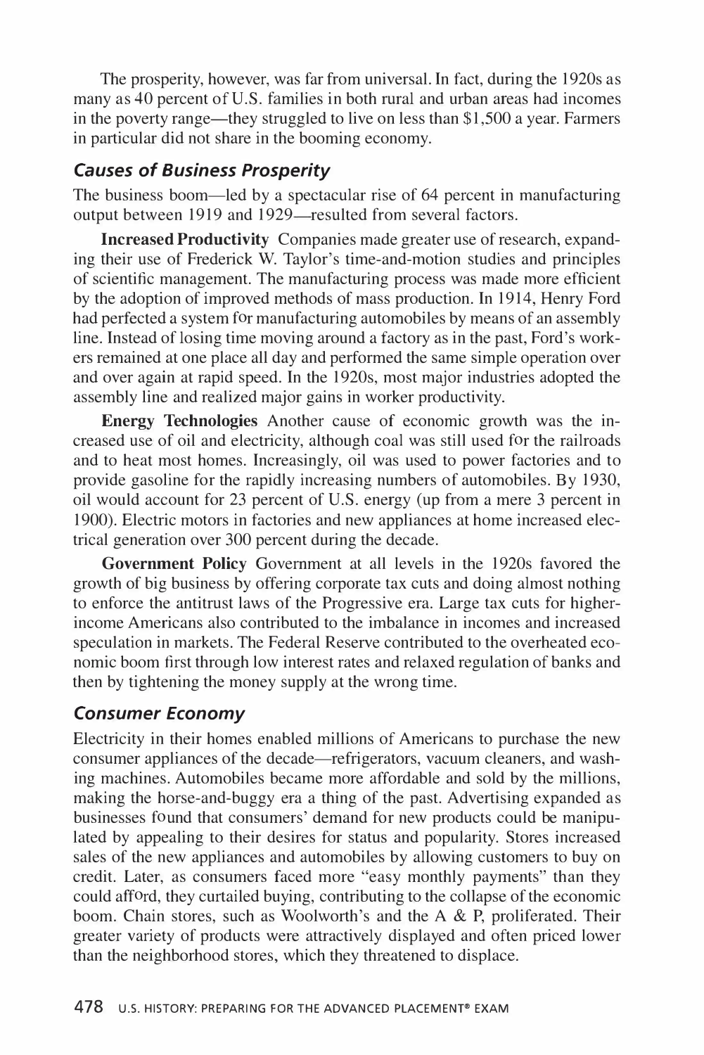The prosperity, however, was far from universal. In fact, during the 1920s as many as 40 percent of U.S. families in both rural and urban areas had incomes in the poverty range—they struggled to live on less than $1,500 a year. Farmers in particular did not share in the booming economy.

### Causes of Business Prosperity

The business boom—led by a spectacular rise of 64 percent in manufacturing output between 1919 and 1929—resulted from several factors.

**Increased Productivity** Companies made greater use of research, expanding their use of Frederick W. Taylor's time-and-motion studies and principles of scientific management. The manufacturing process was made more efficient by the adoption of improved methods of mass production. In 1914, Henry Ford had perfected a system for manufacturing automobiles by means of an assembly line. Instead of losing time moving around a factory as in the past, Ford's workers remained at one place all day and performed the same simple operation over and over again at rapid speed. In the 1920s, most major industries adopted the assembly line and realized major gains in worker productivity.

**Energy Technologies** Another cause of economic growth was the increased use of oil and electricity, although coal was still used for the railroads and to heat most homes. Increasingly, oil was used to power factories and to provide gasoline for the rapidly increasing numbers of automobiles. By 1930, oil would account for 23 percent of U.S. energy (up from a mere 3 percent in 1900). Electric motors in factories and new appliances at home increased electrical generation over 300 percent during the decade.

**Government Policy** Government at all levels in the 1920s favored the growth of big business by offering corporate tax cuts and doing almost nothing to enforce the antitrust laws of the Progressive era. Large tax cuts for higher-income Americans also contributed to the imbalance in incomes and increased speculation in markets. The Federal Reserve contributed to the overheated economic boom first through low interest rates and relaxed regulation of banks and then by tightening the money supply at the wrong time.

### Consumer Economy

Electricity in their homes enabled millions of Americans to purchase the new consumer appliances of the decade—refrigerators, vacuum cleaners, and washing machines. Automobiles became more affordable and sold by the millions, making the horse-and-buggy era a thing of the past. Advertising expanded as businesses found that consumers' demand for new products could be manipulated by appealing to their desires for status and popularity. Stores increased sales of the new appliances and automobiles by allowing customers to buy on credit. Later, as consumers faced more "easy monthly payments" than they could afford, they curtailed buying, contributing to the collapse of the economic boom. Chain stores, such as Woolworth's and the A & P, proliferated. Their greater variety of products were attractively displayed and often priced lower than the neighborhood stores, which they threatened to displace.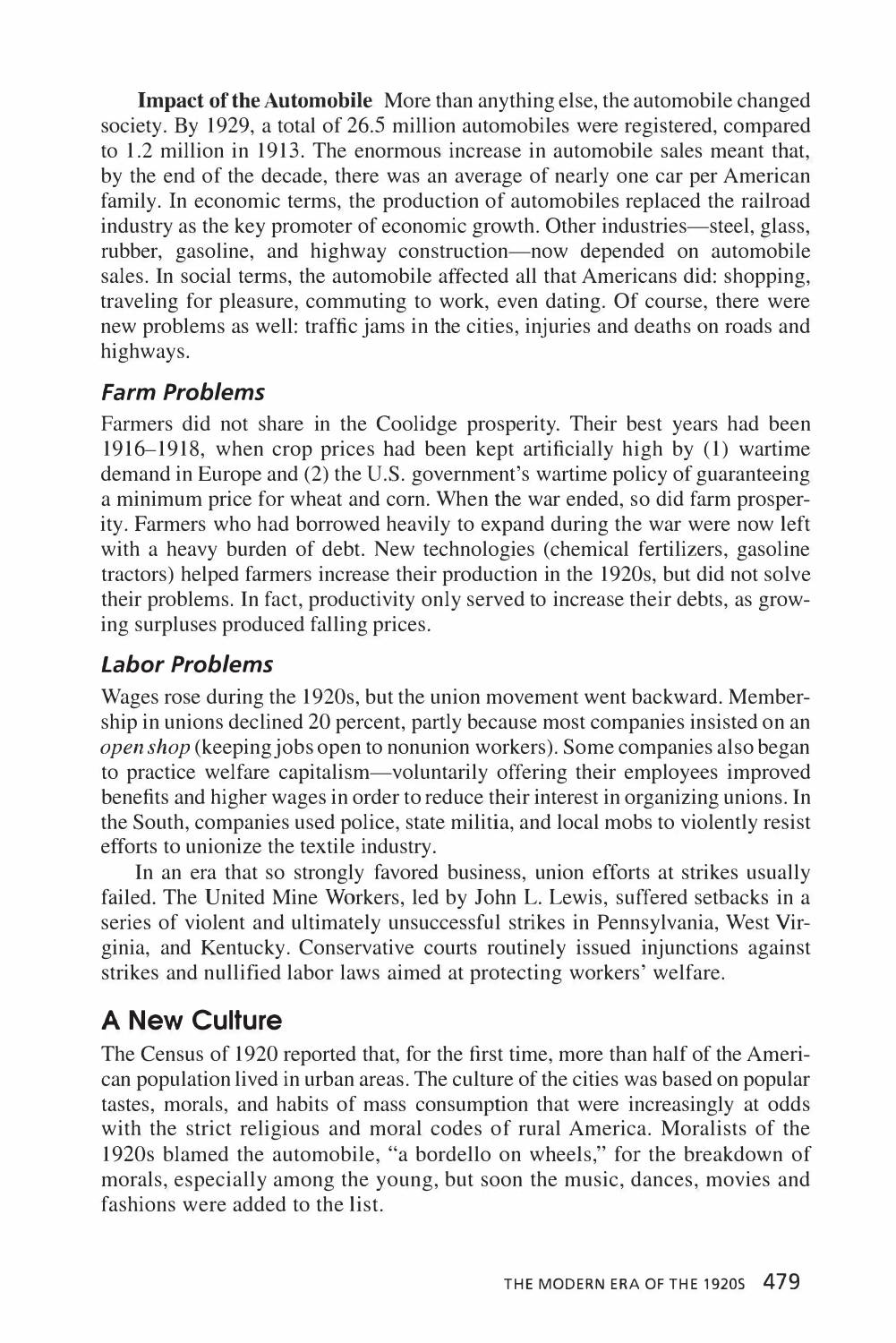**Impact of the Automobile** More than anything else, the automobile changed society. By 1929, a total of 26.5 million automobiles were registered, compared to 1.2 million in 1913. The enormous increase in automobile sales meant that, by the end of the decade, there was an average of nearly one car per American family. In economic terms, the production of automobiles replaced the railroad industry as the key promoter of economic growth. Other industries—steel, glass, rubber, gasoline, and highway construction—now depended on automobile sales. In social terms, the automobile affected all that Americans did: shopping, traveling for pleasure, commuting to work, even dating. Of course, there were new problems as well: traffic jams in the cities, injuries and deaths on roads and highways.

### *Farm Problems*

Farmers did not share in the Coolidge prosperity. Their best years had been 1916–1918, when crop prices had been kept artificially high by (1) wartime demand in Europe and (2) the U.S. government's wartime policy of guaranteeing a minimum price for wheat and corn. When the war ended, so did farm prosperity. Farmers who had borrowed heavily to expand during the war were now left with a heavy burden of debt. New technologies (chemical fertilizers, gasoline tractors) helped farmers increase their production in the 1920s, but did not solve their problems. In fact, productivity only served to increase their debts, as growing surpluses produced falling prices.

### *Labor Problems*

Wages rose during the 1920s, but the union movement went backward. Membership in unions declined 20 percent, partly because most companies insisted on an *open shop* (keeping jobs open to nonunion workers). Some companies also began to practice welfare capitalism—voluntarily offering their employees improved benefits and higher wages in order to reduce their interest in organizing unions. In the South, companies used police, state militia, and local mobs to violently resist efforts to unionize the textile industry.

In an era that so strongly favored business, union efforts at strikes usually failed. The United Mine Workers, led by John L. Lewis, suffered setbacks in a series of violent and ultimately unsuccessful strikes in Pennsylvania, West Virginia, and Kentucky. Conservative courts routinely issued injunctions against strikes and nullified labor laws aimed at protecting workers' welfare.

## A New Culture

The Census of 1920 reported that, for the first time, more than half of the American population lived in urban areas. The culture of the cities was based on popular tastes, morals, and habits of mass consumption that were increasingly at odds with the strict religious and moral codes of rural America. Moralists of the 1920s blamed the automobile, "a bordello on wheels," for the breakdown of morals, especially among the young, but soon the music, dances, movies and fashions were added to the list.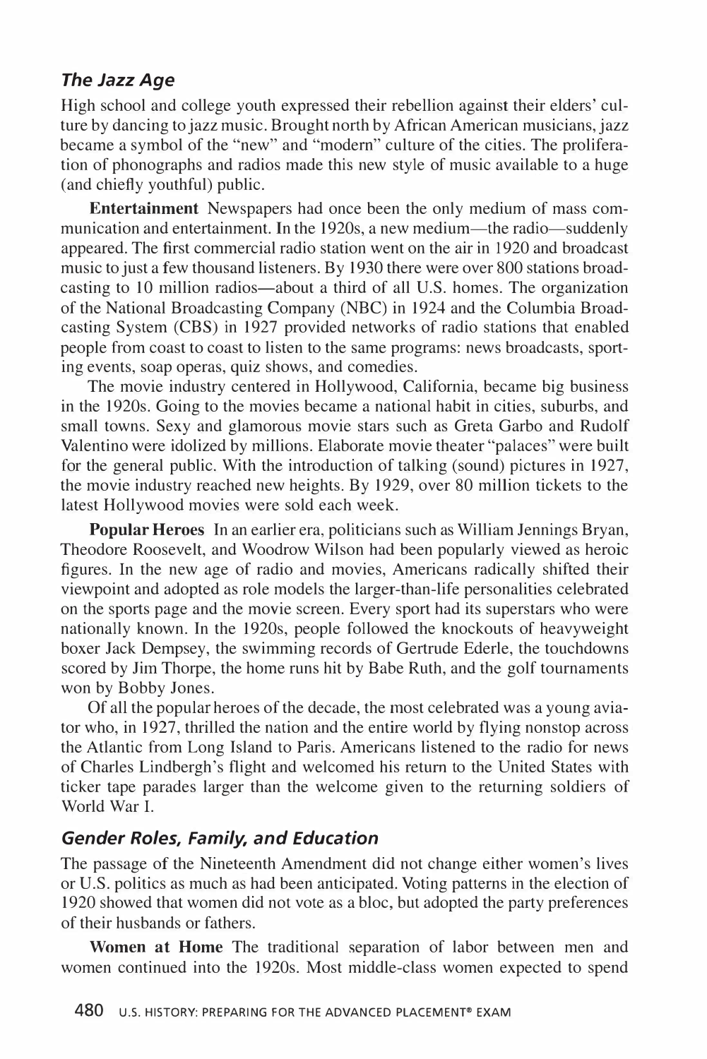### *The Jazz Age*

High school and college youth expressed their rebellion against their elders' culture by dancing to jazz music. Brought north by African American musicians, jazz became a symbol of the "new" and "modern" culture of the cities. The proliferation of phonographs and radios made this new style of music available to a huge (and chiefly youthful) public.

**Entertainment** Newspapers had once been the only medium of mass communication and entertainment. In the 1920s, a new medium—the radio—suddenly appeared. The first commercial radio station went on the air in 1920 and broadcast music to just a few thousand listeners. By 1930 there were over 800 stations broadcasting to 10 million radios—about a third of all U.S. homes. The organization of the National Broadcasting Company (NBC) in 1924 and the Columbia Broadcasting System (CBS) in 1927 provided networks of radio stations that enabled people from coast to coast to listen to the same programs: news broadcasts, sporting events, soap operas, quiz shows, and comedies.

The movie industry centered in Hollywood, California, became big business in the 1920s. Going to the movies became a national habit in cities, suburbs, and small towns. Sexy and glamorous movie stars such as Greta Garbo and Rudolf Valentino were idolized by millions. Elaborate movie theater "palaces" were built for the general public. With the introduction of talking (sound) pictures in 1927, the movie industry reached new heights. By 1929, over 80 million tickets to the latest Hollywood movies were sold each week.

**Popular Heroes** In an earlier era, politicians such as William Jennings Bryan, Theodore Roosevelt, and Woodrow Wilson had been popularly viewed as heroic figures. In the new age of radio and movies, Americans radically shifted their viewpoint and adopted as role models the larger-than-life personalities celebrated on the sports page and the movie screen. Every sport had its superstars who were nationally known. In the 1920s, people followed the knockouts of heavyweight boxer Jack Dempsey, the swimming records of Gertrude Ederle, the touchdowns scored by Jim Thorpe, the home runs hit by Babe Ruth, and the golf tournaments won by Bobby Jones.

Of all the popular heroes of the decade, the most celebrated was a young aviator who, in 1927, thrilled the nation and the entire world by flying nonstop across the Atlantic from Long Island to Paris. Americans listened to the radio for news of Charles Lindbergh's flight and welcomed his return to the United States with ticker tape parades larger than the welcome given to the returning soldiers of World War I.

### *Gender Roles, Family, and Education*

The passage of the Nineteenth Amendment did not change either women's lives or U.S. politics as much as had been anticipated. Voting patterns in the election of 1920 showed that women did not vote as a bloc, but adopted the party preferences of their husbands or fathers.

**Women at Home** The traditional separation of labor between men and women continued into the 1920s. Most middle-class women expected to spend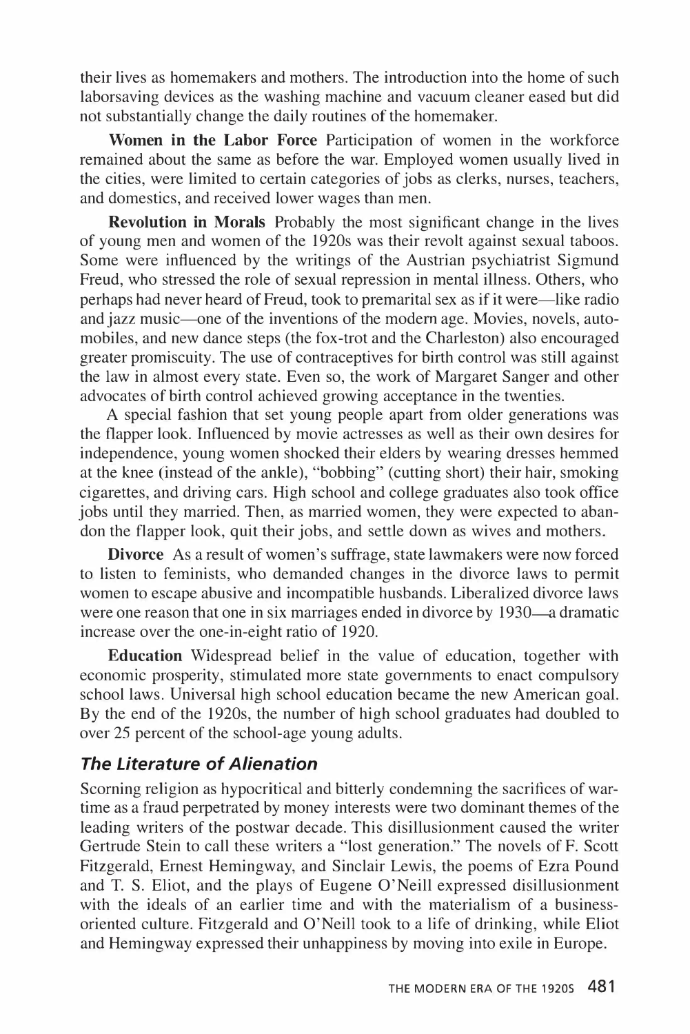their lives as homemakers and mothers. The introduction into the home of such laborsaving devices as the washing machine and vacuum cleaner eased but did not substantially change the daily routines of the homemaker.

**Women in the Labor Force** Participation of women in the workforce remained about the same as before the war. Employed women usually lived in the cities, were limited to certain categories of jobs as clerks, nurses, teachers, and domestics, and received lower wages than men.

**Revolution in Morals** Probably the most significant change in the lives of young men and women of the 1920s was their revolt against sexual taboos. Some were influenced by the writings of the Austrian psychiatrist Sigmund Freud, who stressed the role of sexual repression in mental illness. Others, who perhaps had never heard of Freud, took to premarital sex as if it were—like radio and jazz music—one of the inventions of the modern age. Movies, novels, automobiles, and new dance steps (the fox-trot and the Charleston) also encouraged greater promiscuity. The use of contraceptives for birth control was still against the law in almost every state. Even so, the work of Margaret Sanger and other advocates of birth control achieved growing acceptance in the twenties.

A special fashion that set young people apart from older generations was the flapper look. Influenced by movie actresses as well as their own desires for independence, young women shocked their elders by wearing dresses hemmed at the knee (instead of the ankle), "bobbing" (cutting short) their hair, smoking cigarettes, and driving cars. High school and college graduates also took office jobs until they married. Then, as married women, they were expected to abandon the flapper look, quit their jobs, and settle down as wives and mothers.

**Divorce** As a result of women's suffrage, state lawmakers were now forced to listen to feminists, who demanded changes in the divorce laws to permit women to escape abusive and incompatible husbands. Liberalized divorce laws were one reason that one in six marriages ended in divorce by 1930—a dramatic increase over the one-in-eight ratio of 1920.

**Education** Widespread belief in the value of education, together with economic prosperity, stimulated more state governments to enact compulsory school laws. Universal high school education became the new American goal. By the end of the 1920s, the number of high school graduates had doubled to over 25 percent of the school-age young adults.

### *The Literature of Alienation*

Scorning religion as hypocritical and bitterly condemning the sacrifices of wartime as a fraud perpetrated by money interests were two dominant themes of the leading writers of the postwar decade. This disillusionment caused the writer Gertrude Stein to call these writers a "lost generation." The novels of F. Scott Fitzgerald, Ernest Hemingway, and Sinclair Lewis, the poems of Ezra Pound and T. S. Eliot, and the plays of Eugene O'Neill expressed disillusionment with the ideals of an earlier time and with the materialism of a business-oriented culture. Fitzgerald and O'Neill took to a life of drinking, while Eliot and Hemingway expressed their unhappiness by moving into exile in Europe.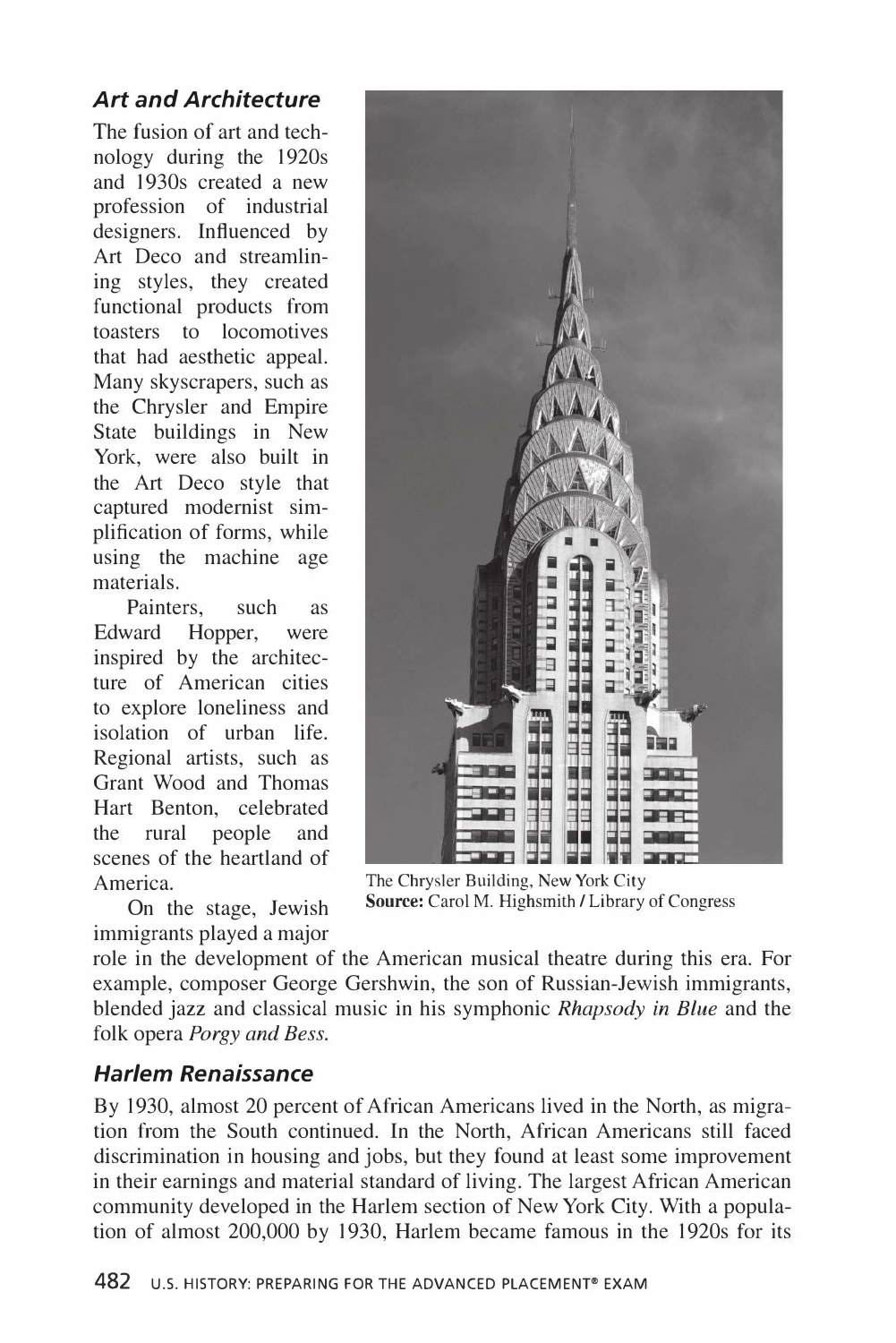### *Art and Architecture*

The fusion of art and technology during the 1920s and 1930s created a new profession of industrial designers. Influenced by Art Deco and streamlining styles, they created functional products from toasters to locomotives that had aesthetic appeal. Many skyscrapers, such as the Chrysler and Empire State buildings in New York, were also built in the Art Deco style that captured modernist simplification of forms, while using the machine age materials.

Painters, such as Edward Hopper, were inspired by the architecture of American cities to explore loneliness and isolation of urban life. Regional artists, such as Grant Wood and Thomas Hart Benton, celebrated the rural people and scenes of the heartland of America.

The Chrysler Building, New York City
**Source:** Carol M. Highsmith / Library of Congress

On the stage, Jewish immigrants played a major role in the development of the American musical theatre during this era. For example, composer George Gershwin, the son of Russian-Jewish immigrants, blended jazz and classical music in his symphonic *Rhapsody in Blue* and the folk opera *Porgy and Bess.*

### *Harlem Renaissance*

By 1930, almost 20 percent of African Americans lived in the North, as migration from the South continued. In the North, African Americans still faced discrimination in housing and jobs, but they found at least some improvement in their earnings and material standard of living. The largest African American community developed in the Harlem section of New York City. With a population of almost 200,000 by 1930, Harlem became famous in the 1920s for its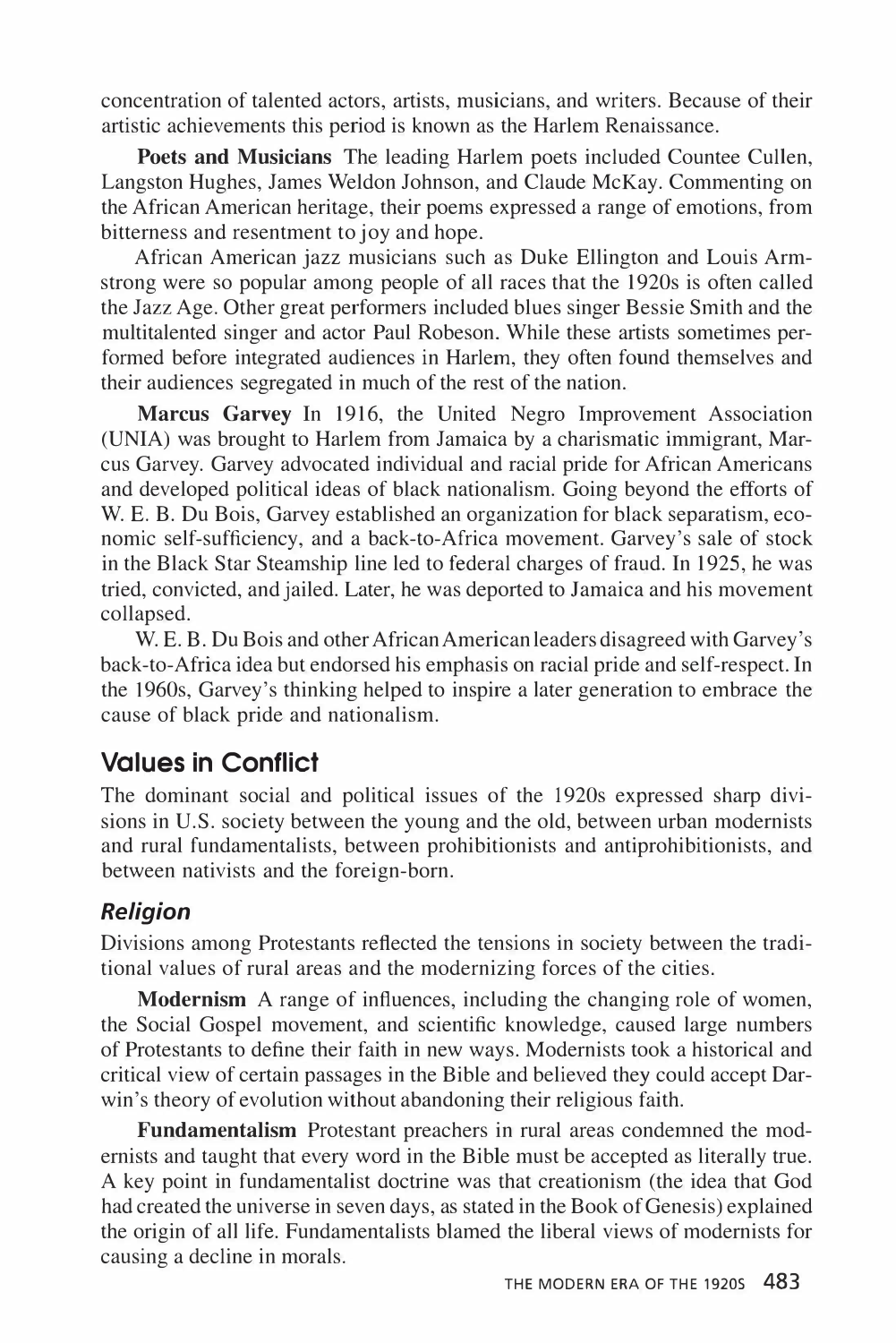concentration of talented actors, artists, musicians, and writers. Because of their artistic achievements this period is known as the Harlem Renaissance.

**Poets and Musicians** The leading Harlem poets included Countee Cullen, Langston Hughes, James Weldon Johnson, and Claude McKay. Commenting on the African American heritage, their poems expressed a range of emotions, from bitterness and resentment to joy and hope.

African American jazz musicians such as Duke Ellington and Louis Armstrong were so popular among people of all races that the 1920s is often called the Jazz Age. Other great performers included blues singer Bessie Smith and the multitalented singer and actor Paul Robeson. While these artists sometimes performed before integrated audiences in Harlem, they often found themselves and their audiences segregated in much of the rest of the nation.

**Marcus Garvey** In 1916, the United Negro Improvement Association (UNIA) was brought to Harlem from Jamaica by a charismatic immigrant, Marcus Garvey. Garvey advocated individual and racial pride for African Americans and developed political ideas of black nationalism. Going beyond the efforts of W. E. B. Du Bois, Garvey established an organization for black separatism, economic self-sufficiency, and a back-to-Africa movement. Garvey's sale of stock in the Black Star Steamship line led to federal charges of fraud. In 1925, he was tried, convicted, and jailed. Later, he was deported to Jamaica and his movement collapsed.

W. E. B. Du Bois and other African American leaders disagreed with Garvey's back-to-Africa idea but endorsed his emphasis on racial pride and self-respect. In the 1960s, Garvey's thinking helped to inspire a later generation to embrace the cause of black pride and nationalism.

## Values in Conflict

The dominant social and political issues of the 1920s expressed sharp divisions in U.S. society between the young and the old, between urban modernists and rural fundamentalists, between prohibitionists and antiprohibitionists, and between nativists and the foreign-born.

### *Religion*

Divisions among Protestants reflected the tensions in society between the traditional values of rural areas and the modernizing forces of the cities.

**Modernism** A range of influences, including the changing role of women, the Social Gospel movement, and scientific knowledge, caused large numbers of Protestants to define their faith in new ways. Modernists took a historical and critical view of certain passages in the Bible and believed they could accept Darwin's theory of evolution without abandoning their religious faith.

**Fundamentalism** Protestant preachers in rural areas condemned the modernists and taught that every word in the Bible must be accepted as literally true. A key point in fundamentalist doctrine was that creationism (the idea that God had created the universe in seven days, as stated in the Book of Genesis) explained the origin of all life. Fundamentalists blamed the liberal views of modernists for causing a decline in morals.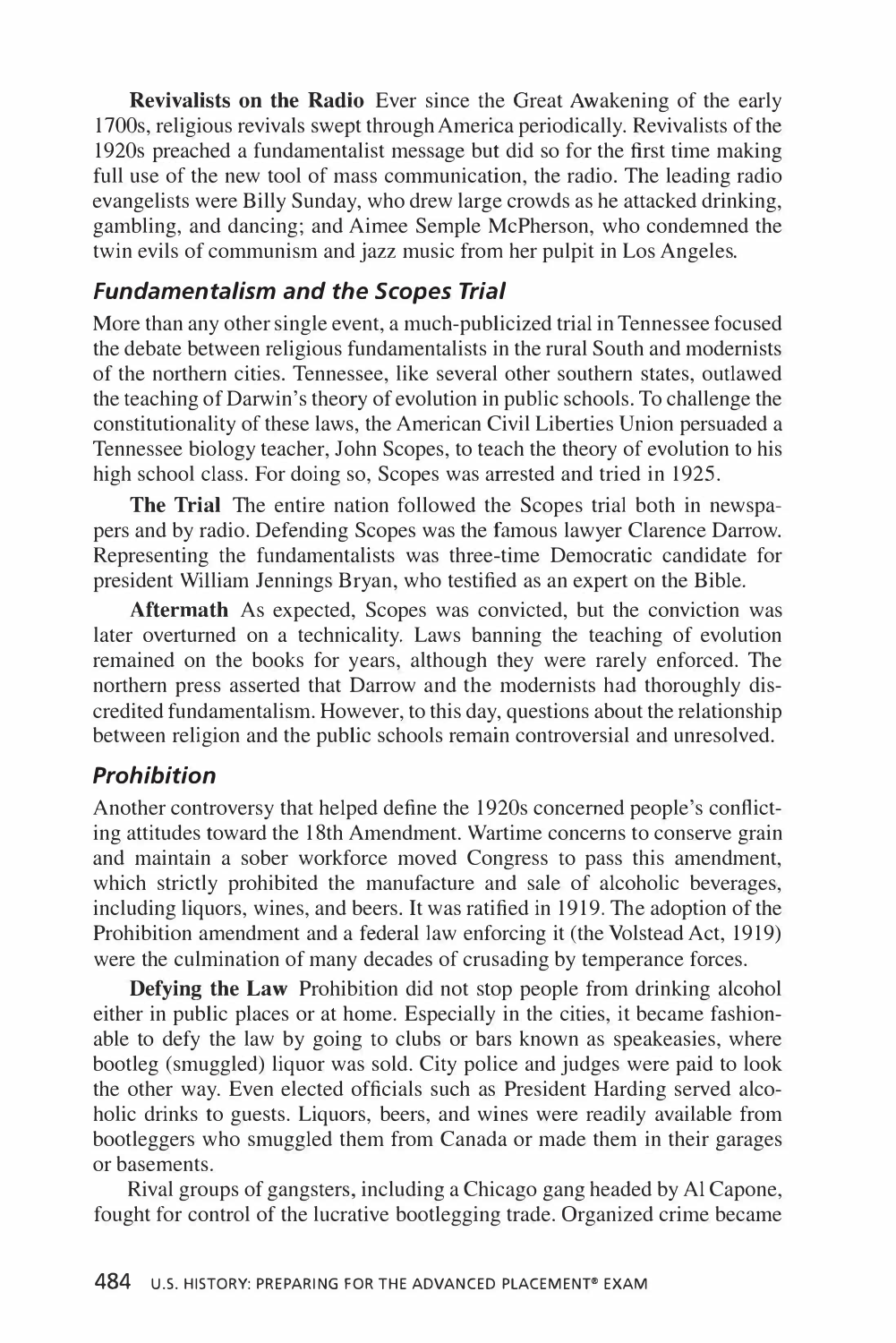**Revivalists on the Radio** Ever since the Great Awakening of the early 1700s, religious revivals swept through America periodically. Revivalists of the 1920s preached a fundamentalist message but did so for the first time making full use of the new tool of mass communication, the radio. The leading radio evangelists were Billy Sunday, who drew large crowds as he attacked drinking, gambling, and dancing; and Aimee Semple McPherson, who condemned the twin evils of communism and jazz music from her pulpit in Los Angeles.

### *Fundamentalism and the Scopes Trial*

More than any other single event, a much-publicized trial in Tennessee focused the debate between religious fundamentalists in the rural South and modernists of the northern cities. Tennessee, like several other southern states, outlawed the teaching of Darwin's theory of evolution in public schools. To challenge the constitutionality of these laws, the American Civil Liberties Union persuaded a Tennessee biology teacher, John Scopes, to teach the theory of evolution to his high school class. For doing so, Scopes was arrested and tried in 1925.

**The Trial** The entire nation followed the Scopes trial both in newspapers and by radio. Defending Scopes was the famous lawyer Clarence Darrow. Representing the fundamentalists was three-time Democratic candidate for president William Jennings Bryan, who testified as an expert on the Bible.

**Aftermath** As expected, Scopes was convicted, but the conviction was later overturned on a technicality. Laws banning the teaching of evolution remained on the books for years, although they were rarely enforced. The northern press asserted that Darrow and the modernists had thoroughly discredited fundamentalism. However, to this day, questions about the relationship between religion and the public schools remain controversial and unresolved.

### *Prohibition*

Another controversy that helped define the 1920s concerned people's conflicting attitudes toward the 18th Amendment. Wartime concerns to conserve grain and maintain a sober workforce moved Congress to pass this amendment, which strictly prohibited the manufacture and sale of alcoholic beverages, including liquors, wines, and beers. It was ratified in 1919. The adoption of the Prohibition amendment and a federal law enforcing it (the Volstead Act, 1919) were the culmination of many decades of crusading by temperance forces.

**Defying the Law** Prohibition did not stop people from drinking alcohol either in public places or at home. Especially in the cities, it became fashionable to defy the law by going to clubs or bars known as speakeasies, where bootleg (smuggled) liquor was sold. City police and judges were paid to look the other way. Even elected officials such as President Harding served alcoholic drinks to guests. Liquors, beers, and wines were readily available from bootleggers who smuggled them from Canada or made them in their garages or basements.

Rival groups of gangsters, including a Chicago gang headed by Al Capone, fought for control of the lucrative bootlegging trade. Organized crime became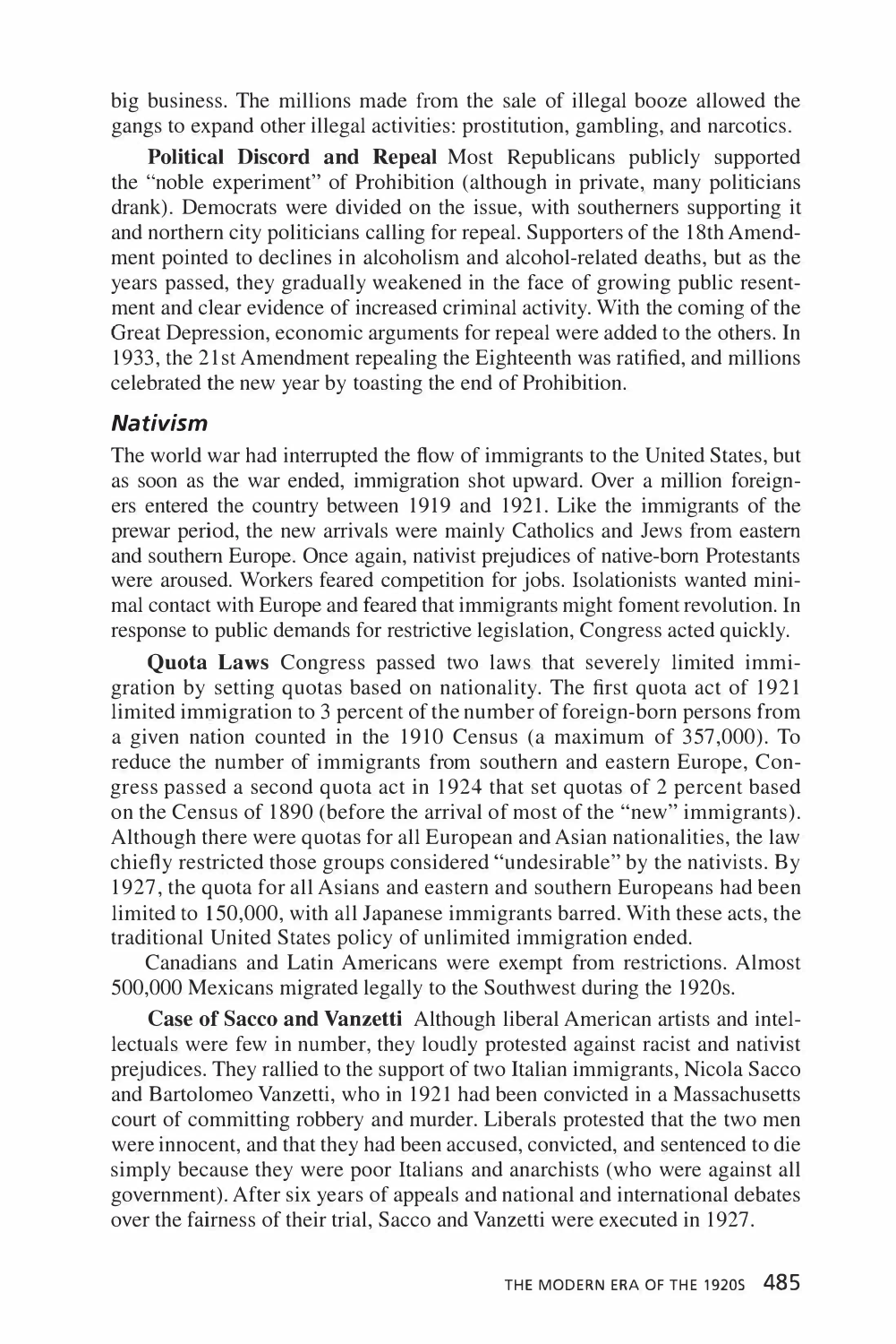big business. The millions made from the sale of illegal booze allowed the gangs to expand other illegal activities: prostitution, gambling, and narcotics.

**Political Discord and Repeal** Most Republicans publicly supported the "noble experiment" of Prohibition (although in private, many politicians drank). Democrats were divided on the issue, with southerners supporting it and northern city politicians calling for repeal. Supporters of the 18th Amendment pointed to declines in alcoholism and alcohol-related deaths, but as the years passed, they gradually weakened in the face of growing public resentment and clear evidence of increased criminal activity. With the coming of the Great Depression, economic arguments for repeal were added to the others. In 1933, the 21st Amendment repealing the Eighteenth was ratified, and millions celebrated the new year by toasting the end of Prohibition.

### *Nativism*

The world war had interrupted the flow of immigrants to the United States, but as soon as the war ended, immigration shot upward. Over a million foreigners entered the country between 1919 and 1921. Like the immigrants of the prewar period, the new arrivals were mainly Catholics and Jews from eastern and southern Europe. Once again, nativist prejudices of native-born Protestants were aroused. Workers feared competition for jobs. Isolationists wanted minimal contact with Europe and feared that immigrants might foment revolution. In response to public demands for restrictive legislation, Congress acted quickly.

**Quota Laws** Congress passed two laws that severely limited immigration by setting quotas based on nationality. The first quota act of 1921 limited immigration to 3 percent of the number of foreign-born persons from a given nation counted in the 1910 Census (a maximum of 357,000). To reduce the number of immigrants from southern and eastern Europe, Congress passed a second quota act in 1924 that set quotas of 2 percent based on the Census of 1890 (before the arrival of most of the "new" immigrants). Although there were quotas for all European and Asian nationalities, the law chiefly restricted those groups considered "undesirable" by the nativists. By 1927, the quota for all Asians and eastern and southern Europeans had been limited to 150,000, with all Japanese immigrants barred. With these acts, the traditional United States policy of unlimited immigration ended.

Canadians and Latin Americans were exempt from restrictions. Almost 500,000 Mexicans migrated legally to the Southwest during the 1920s.

**Case of Sacco and Vanzetti** Although liberal American artists and intellectuals were few in number, they loudly protested against racist and nativist prejudices. They rallied to the support of two Italian immigrants, Nicola Sacco and Bartolomeo Vanzetti, who in 1921 had been convicted in a Massachusetts court of committing robbery and murder. Liberals protested that the two men were innocent, and that they had been accused, convicted, and sentenced to die simply because they were poor Italians and anarchists (who were against all government). After six years of appeals and national and international debates over the fairness of their trial, Sacco and Vanzetti were executed in 1927.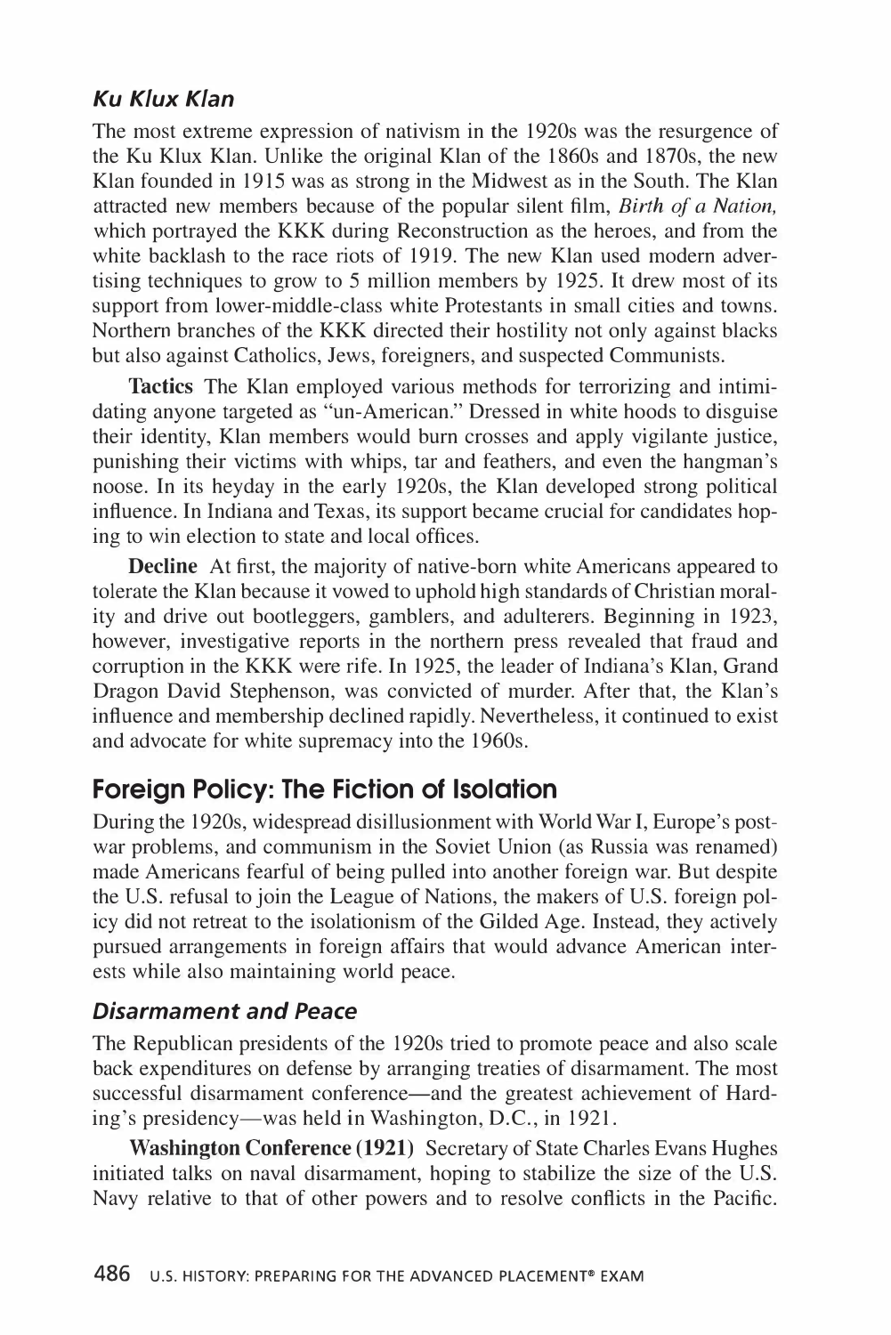### *Ku Klux Klan*

The most extreme expression of nativism in the 1920s was the resurgence of the Ku Klux Klan. Unlike the original Klan of the 1860s and 1870s, the new Klan founded in 1915 was as strong in the Midwest as in the South. The Klan attracted new members because of the popular silent film, *Birth of a Nation,* which portrayed the KKK during Reconstruction as the heroes, and from the white backlash to the race riots of 1919. The new Klan used modern advertising techniques to grow to 5 million members by 1925. It drew most of its support from lower-middle-class white Protestants in small cities and towns. Northern branches of the KKK directed their hostility not only against blacks but also against Catholics, Jews, foreigners, and suspected Communists.

**Tactics** The Klan employed various methods for terrorizing and intimidating anyone targeted as "un-American." Dressed in white hoods to disguise their identity, Klan members would burn crosses and apply vigilante justice, punishing their victims with whips, tar and feathers, and even the hangman's noose. In its heyday in the early 1920s, the Klan developed strong political influence. In Indiana and Texas, its support became crucial for candidates hoping to win election to state and local offices.

**Decline** At first, the majority of native-born white Americans appeared to tolerate the Klan because it vowed to uphold high standards of Christian morality and drive out bootleggers, gamblers, and adulterers. Beginning in 1923, however, investigative reports in the northern press revealed that fraud and corruption in the KKK were rife. In 1925, the leader of Indiana's Klan, Grand Dragon David Stephenson, was convicted of murder. After that, the Klan's influence and membership declined rapidly. Nevertheless, it continued to exist and advocate for white supremacy into the 1960s.

## Foreign Policy: The Fiction of Isolation

During the 1920s, widespread disillusionment with World War I, Europe's postwar problems, and communism in the Soviet Union (as Russia was renamed) made Americans fearful of being pulled into another foreign war. But despite the U.S. refusal to join the League of Nations, the makers of U.S. foreign policy did not retreat to the isolationism of the Gilded Age. Instead, they actively pursued arrangements in foreign affairs that would advance American interests while also maintaining world peace.

### *Disarmament and Peace*

The Republican presidents of the 1920s tried to promote peace and also scale back expenditures on defense by arranging treaties of disarmament. The most successful disarmament conference—and the greatest achievement of Harding's presidency—was held in Washington, D.C., in 1921.

**Washington Conference (1921)** Secretary of State Charles Evans Hughes initiated talks on naval disarmament, hoping to stabilize the size of the U.S. Navy relative to that of other powers and to resolve conflicts in the Pacific.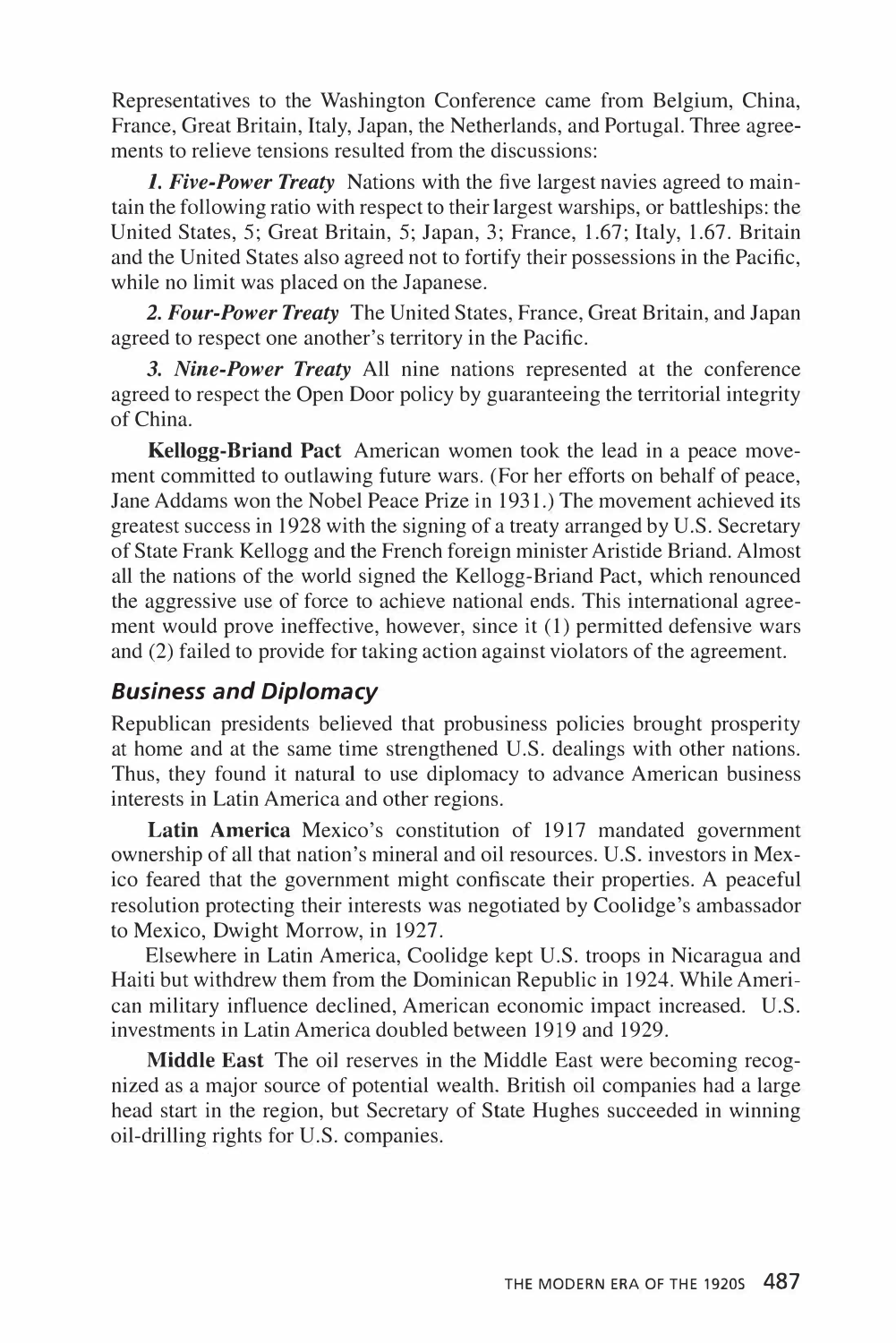Representatives to the Washington Conference came from Belgium, China, France, Great Britain, Italy, Japan, the Netherlands, and Portugal. Three agreements to relieve tensions resulted from the discussions:

***1. Five-Power Treaty*** Nations with the five largest navies agreed to maintain the following ratio with respect to their largest warships, or battleships: the United States, 5; Great Britain, 5; Japan, 3; France, 1.67; Italy, 1.67. Britain and the United States also agreed not to fortify their possessions in the Pacific, while no limit was placed on the Japanese.

***2. Four-Power Treaty*** The United States, France, Great Britain, and Japan agreed to respect one another's territory in the Pacific.

***3. Nine-Power Treaty*** All nine nations represented at the conference agreed to respect the Open Door policy by guaranteeing the territorial integrity of China.

**Kellogg-Briand Pact** American women took the lead in a peace movement committed to outlawing future wars. (For her efforts on behalf of peace, Jane Addams won the Nobel Peace Prize in 1931.) The movement achieved its greatest success in 1928 with the signing of a treaty arranged by U.S. Secretary of State Frank Kellogg and the French foreign minister Aristide Briand. Almost all the nations of the world signed the Kellogg-Briand Pact, which renounced the aggressive use of force to achieve national ends. This international agreement would prove ineffective, however, since it (1) permitted defensive wars and (2) failed to provide for taking action against violators of the agreement.

### Business and Diplomacy

Republican presidents believed that probusiness policies brought prosperity at home and at the same time strengthened U.S. dealings with other nations. Thus, they found it natural to use diplomacy to advance American business interests in Latin America and other regions.

**Latin America** Mexico's constitution of 1917 mandated government ownership of all that nation's mineral and oil resources. U.S. investors in Mexico feared that the government might confiscate their properties. A peaceful resolution protecting their interests was negotiated by Coolidge's ambassador to Mexico, Dwight Morrow, in 1927.

Elsewhere in Latin America, Coolidge kept U.S. troops in Nicaragua and Haiti but withdrew them from the Dominican Republic in 1924. While American military influence declined, American economic impact increased. U.S. investments in Latin America doubled between 1919 and 1929.

**Middle East** The oil reserves in the Middle East were becoming recognized as a major source of potential wealth. British oil companies had a large head start in the region, but Secretary of State Hughes succeeded in winning oil-drilling rights for U.S. companies.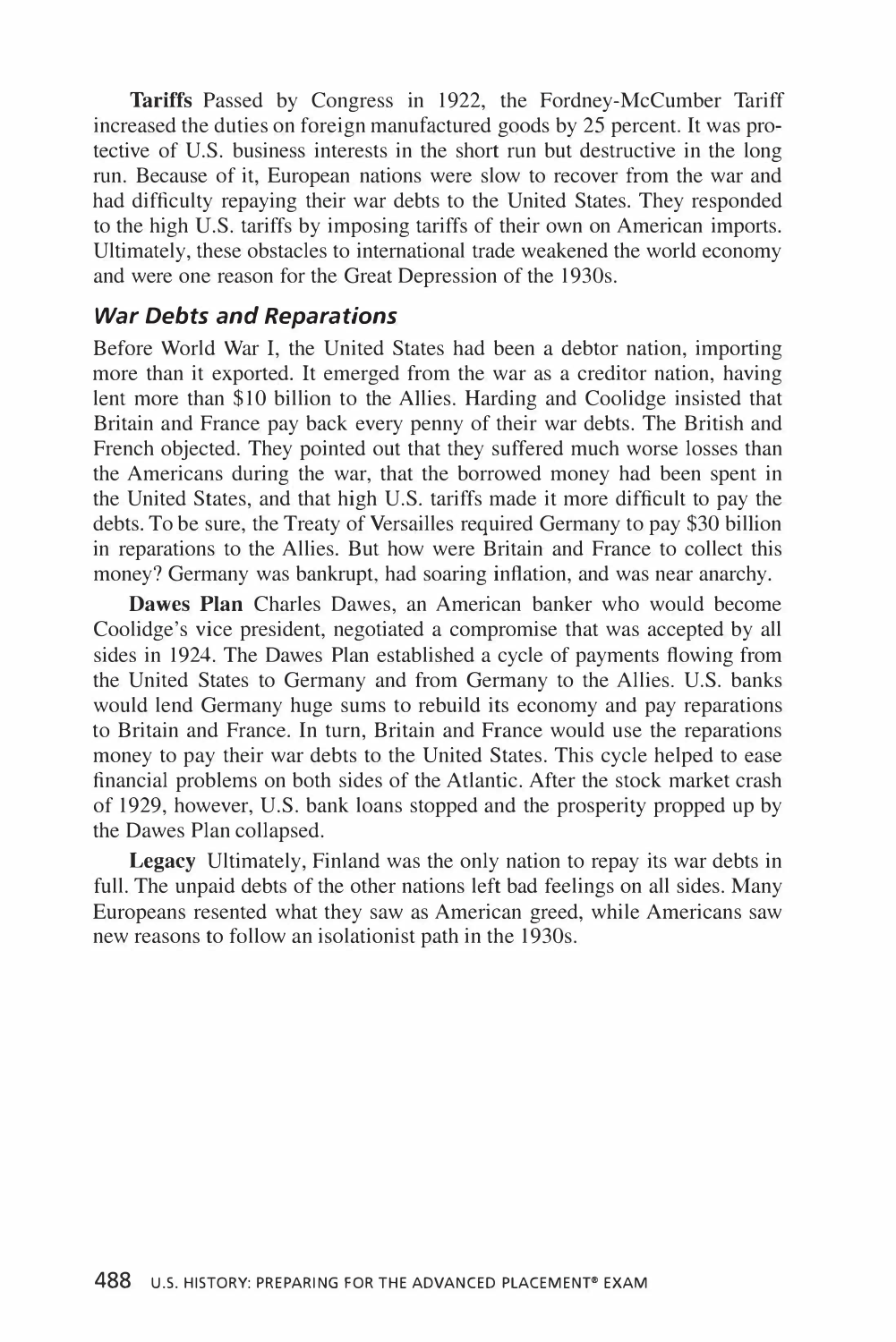**Tariffs** Passed by Congress in 1922, the Fordney-McCumber Tariff increased the duties on foreign manufactured goods by 25 percent. It was protective of U.S. business interests in the short run but destructive in the long run. Because of it, European nations were slow to recover from the war and had difficulty repaying their war debts to the United States. They responded to the high U.S. tariffs by imposing tariffs of their own on American imports. Ultimately, these obstacles to international trade weakened the world economy and were one reason for the Great Depression of the 1930s.

### *War Debts and Reparations*

Before World War I, the United States had been a debtor nation, importing more than it exported. It emerged from the war as a creditor nation, having lent more than $10 billion to the Allies. Harding and Coolidge insisted that Britain and France pay back every penny of their war debts. The British and French objected. They pointed out that they suffered much worse losses than the Americans during the war, that the borrowed money had been spent in the United States, and that high U.S. tariffs made it more difficult to pay the debts. To be sure, the Treaty of Versailles required Germany to pay $30 billion in reparations to the Allies. But how were Britain and France to collect this money? Germany was bankrupt, had soaring inflation, and was near anarchy.

**Dawes Plan** Charles Dawes, an American banker who would become Coolidge's vice president, negotiated a compromise that was accepted by all sides in 1924. The Dawes Plan established a cycle of payments flowing from the United States to Germany and from Germany to the Allies. U.S. banks would lend Germany huge sums to rebuild its economy and pay reparations to Britain and France. In turn, Britain and France would use the reparations money to pay their war debts to the United States. This cycle helped to ease financial problems on both sides of the Atlantic. After the stock market crash of 1929, however, U.S. bank loans stopped and the prosperity propped up by the Dawes Plan collapsed.

**Legacy** Ultimately, Finland was the only nation to repay its war debts in full. The unpaid debts of the other nations left bad feelings on all sides. Many Europeans resented what they saw as American greed, while Americans saw new reasons to follow an isolationist path in the 1930s.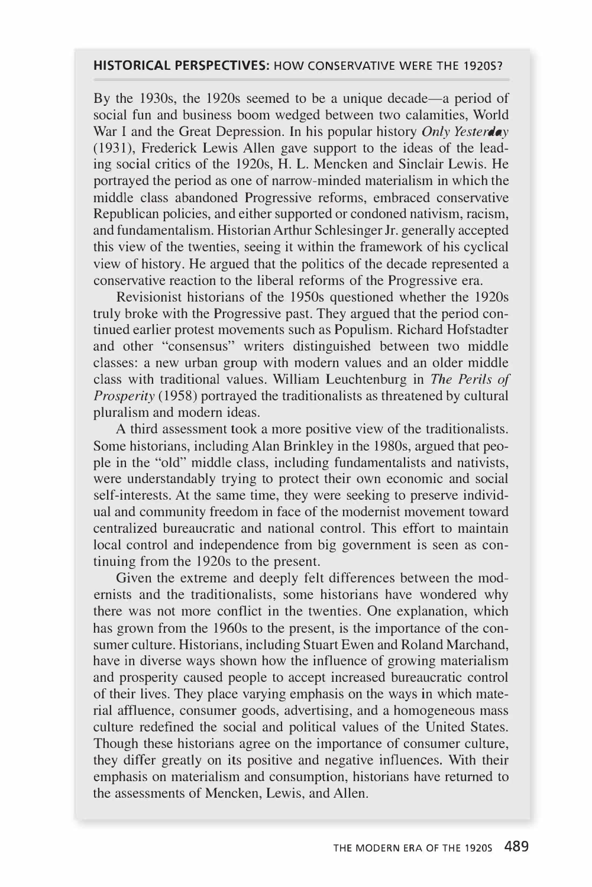## HISTORICAL PERSPECTIVES: HOW CONSERVATIVE WERE THE 1920S?

By the 1930s, the 1920s seemed to be a unique decade—a period of social fun and business boom wedged between two calamities, World War I and the Great Depression. In his popular history *Only Yesterday* (1931), Frederick Lewis Allen gave support to the ideas of the leading social critics of the 1920s, H. L. Mencken and Sinclair Lewis. He portrayed the period as one of narrow-minded materialism in which the middle class abandoned Progressive reforms, embraced conservative Republican policies, and either supported or condoned nativism, racism, and fundamentalism. Historian Arthur Schlesinger Jr. generally accepted this view of the twenties, seeing it within the framework of his cyclical view of history. He argued that the politics of the decade represented a conservative reaction to the liberal reforms of the Progressive era.

Revisionist historians of the 1950s questioned whether the 1920s truly broke with the Progressive past. They argued that the period continued earlier protest movements such as Populism. Richard Hofstadter and other "consensus" writers distinguished between two middle classes: a new urban group with modern values and an older middle class with traditional values. William Leuchtenburg in *The Perils of Prosperity* (1958) portrayed the traditionalists as threatened by cultural pluralism and modern ideas.

A third assessment took a more positive view of the traditionalists. Some historians, including Alan Brinkley in the 1980s, argued that people in the "old" middle class, including fundamentalists and nativists, were understandably trying to protect their own economic and social self-interests. At the same time, they were seeking to preserve individual and community freedom in face of the modernist movement toward centralized bureaucratic and national control. This effort to maintain local control and independence from big government is seen as continuing from the 1920s to the present.

Given the extreme and deeply felt differences between the modernists and the traditionalists, some historians have wondered why there was not more conflict in the twenties. One explanation, which has grown from the 1960s to the present, is the importance of the consumer culture. Historians, including Stuart Ewen and Roland Marchand, have in diverse ways shown how the influence of growing materialism and prosperity caused people to accept increased bureaucratic control of their lives. They place varying emphasis on the ways in which material affluence, consumer goods, advertising, and a homogeneous mass culture redefined the social and political values of the United States. Though these historians agree on the importance of consumer culture, they differ greatly on its positive and negative influences. With their emphasis on materialism and consumption, historians have returned to the assessments of Mencken, Lewis, and Allen.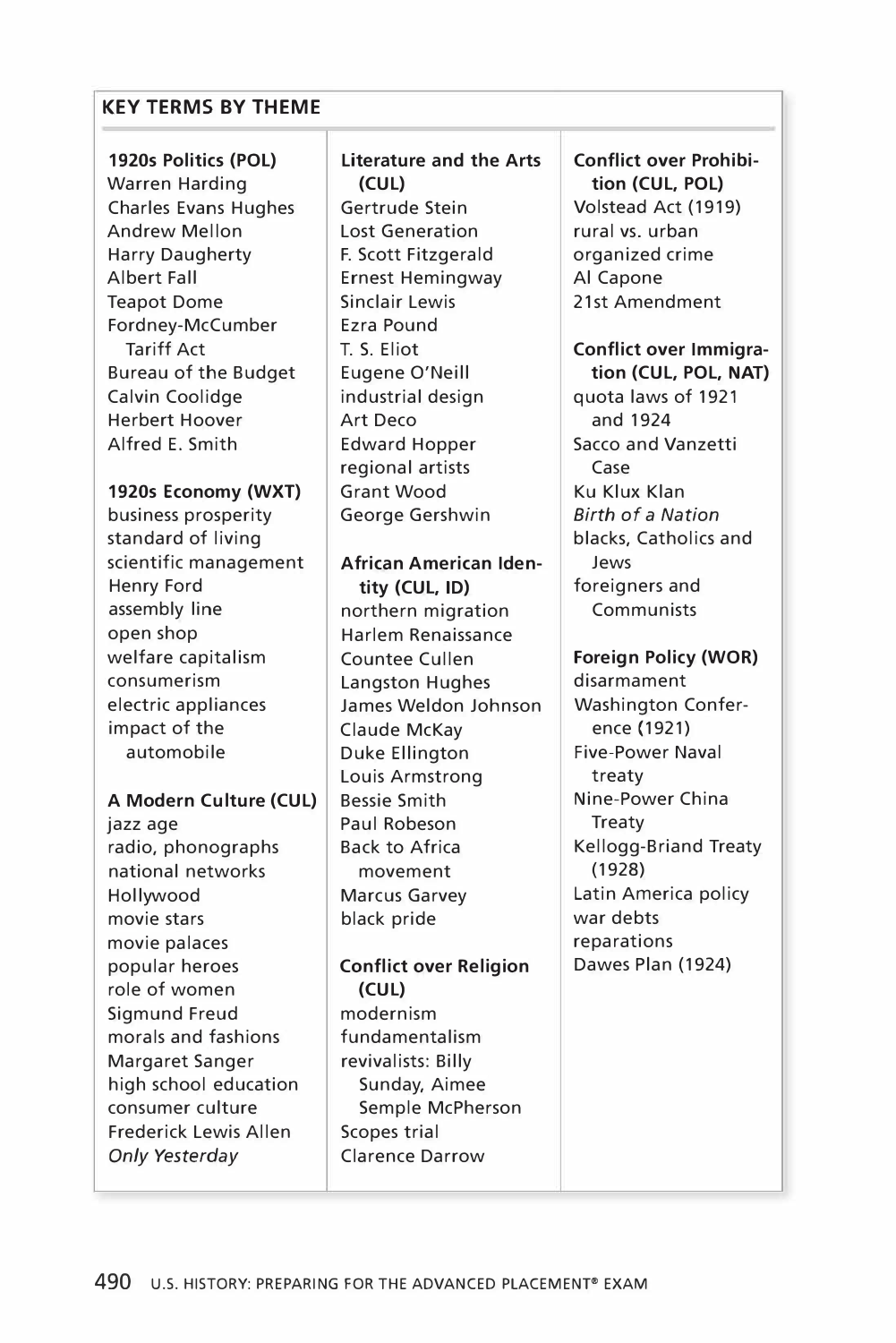## KEY TERMS BY THEME

**1920s Politics (POL)**
Warren Harding
Charles Evans Hughes
Andrew Mellon
Harry Daugherty
Albert Fall
Teapot Dome
Fordney-McCumber Tariff Act
Bureau of the Budget
Calvin Coolidge
Herbert Hoover
Alfred E. Smith

**1920s Economy (WXT)**
business prosperity
standard of living
scientific management
Henry Ford
assembly line
open shop
welfare capitalism
consumerism
electric appliances
impact of the automobile

**A Modern Culture (CUL)**
jazz age
radio, phonographs
national networks
Hollywood
movie stars
movie palaces
popular heroes
role of women
Sigmund Freud
morals and fashions
Margaret Sanger
high school education
consumer culture
Frederick Lewis Allen
*Only Yesterday*

**Literature and the Arts (CUL)**
Gertrude Stein
Lost Generation
F. Scott Fitzgerald
Ernest Hemingway
Sinclair Lewis
Ezra Pound
T. S. Eliot
Eugene O'Neill
industrial design
Art Deco
Edward Hopper
regional artists
Grant Wood
George Gershwin

**African American Identity (CUL, ID)**
northern migration
Harlem Renaissance
Countee Cullen
Langston Hughes
James Weldon Johnson
Claude McKay
Duke Ellington
Louis Armstrong
Bessie Smith
Paul Robeson
Back to Africa movement
Marcus Garvey
black pride

**Conflict over Religion (CUL)**
modernism
fundamentalism
revivalists: Billy Sunday, Aimee Semple McPherson
Scopes trial
Clarence Darrow

**Conflict over Prohibition (CUL, POL)**
Volstead Act (1919)
rural vs. urban
organized crime
Al Capone
21st Amendment

**Conflict over Immigration (CUL, POL, NAT)**
quota laws of 1921 and 1924
Sacco and Vanzetti Case
Ku Klux Klan
*Birth of a Nation*
blacks, Catholics and Jews
foreigners and Communists

**Foreign Policy (WOR)**
disarmament
Washington Conference (1921)
Five-Power Naval treaty
Nine-Power China Treaty
Kellogg-Briand Treaty (1928)
Latin America policy
war debts
reparations
Dawes Plan (1924)